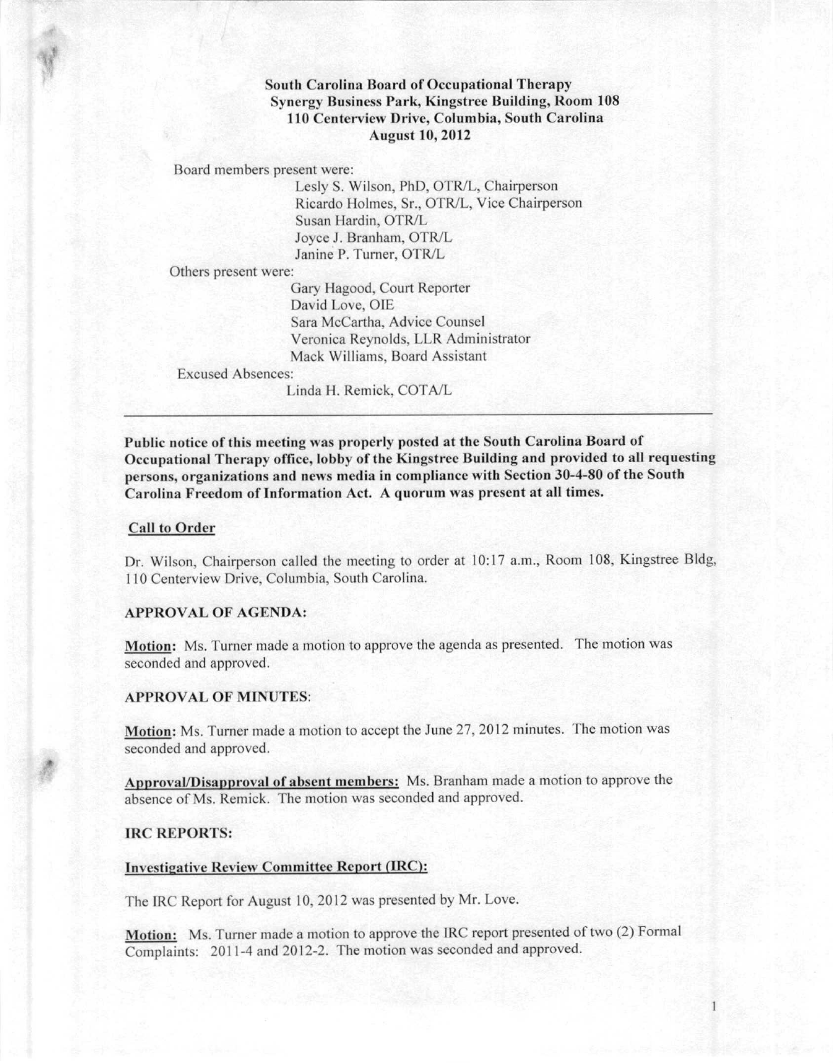**South Carolina Board of Occupational Therapy**
**Synergy Business Park, Kingstree Building, Room 108**
**110 Centerview Drive, Columbia, South Carolina**
**August 10, 2012**

Board members present were:

Lesly S. Wilson, PhD, OTR/L, Chairperson
Ricardo Holmes, Sr., OTR/L, Vice Chairperson
Susan Hardin, OTR/L
Joyce J. Branham, OTR/L
Janine P. Turner, OTR/L

Others present were:

Gary Hagood, Court Reporter
David Love, OIE
Sara McCartha, Advice Counsel
Veronica Reynolds, LLR Administrator
Mack Williams, Board Assistant

Excused Absences:

Linda H. Remick, COTA/L

---

**Public notice of this meeting was properly posted at the South Carolina Board of Occupational Therapy office, lobby of the Kingstree Building and provided to all requesting persons, organizations and news media in compliance with Section 30-4-80 of the South Carolina Freedom of Information Act. A quorum was present at all times.**

**Call to Order**

Dr. Wilson, Chairperson called the meeting to order at 10:17 a.m., Room 108, Kingstree Bldg, 110 Centerview Drive, Columbia, South Carolina.

**APPROVAL OF AGENDA:**

**Motion:** Ms. Turner made a motion to approve the agenda as presented. The motion was seconded and approved.

**APPROVAL OF MINUTES:**

**Motion:** Ms. Turner made a motion to accept the June 27, 2012 minutes. The motion was seconded and approved.

**Approval/Disapproval of absent members:** Ms. Branham made a motion to approve the absence of Ms. Remick. The motion was seconded and approved.

**IRC REPORTS:**

**Investigative Review Committee Report (IRC):**

The IRC Report for August 10, 2012 was presented by Mr. Love.

**Motion:** Ms. Turner made a motion to approve the IRC report presented of two (2) Formal Complaints: 2011-4 and 2012-2. The motion was seconded and approved.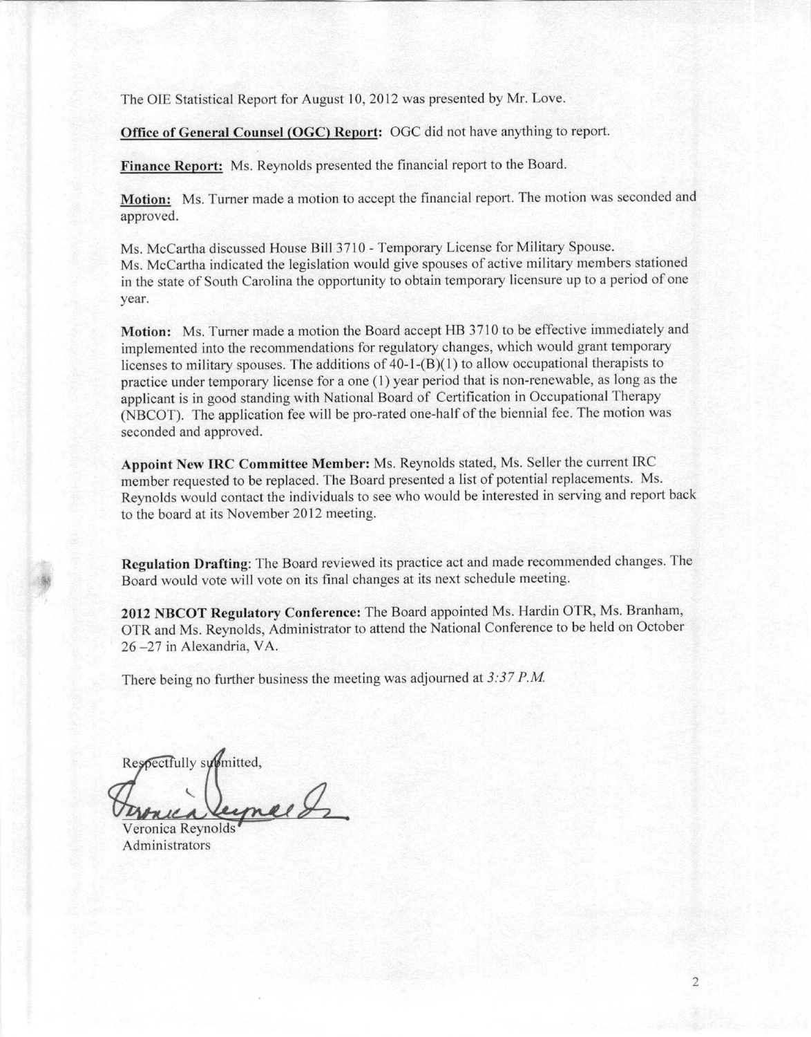The OIE Statistical Report for August 10, 2012 was presented by Mr. Love.

**Office of General Counsel (OGC) Report:** OGC did not have anything to report.

**Finance Report:** Ms. Reynolds presented the financial report to the Board.

**Motion:** Ms. Turner made a motion to accept the financial report. The motion was seconded and approved.

Ms. McCartha discussed House Bill 3710 - Temporary License for Military Spouse.
Ms. McCartha indicated the legislation would give spouses of active military members stationed in the state of South Carolina the opportunity to obtain temporary licensure up to a period of one year.

**Motion:** Ms. Turner made a motion the Board accept HB 3710 to be effective immediately and implemented into the recommendations for regulatory changes, which would grant temporary licenses to military spouses. The additions of 40-1-(B)(1) to allow occupational therapists to practice under temporary license for a one (1) year period that is non-renewable, as long as the applicant is in good standing with National Board of Certification in Occupational Therapy (NBCOT). The application fee will be pro-rated one-half of the biennial fee. The motion was seconded and approved.

**Appoint New IRC Committee Member:** Ms. Reynolds stated, Ms. Seller the current IRC member requested to be replaced. The Board presented a list of potential replacements. Ms. Reynolds would contact the individuals to see who would be interested in serving and report back to the board at its November 2012 meeting.

**Regulation Drafting**: The Board reviewed its practice act and made recommended changes. The Board would vote will vote on its final changes at its next schedule meeting.

**2012 NBCOT Regulatory Conference:** The Board appointed Ms. Hardin OTR, Ms. Branham, OTR and Ms. Reynolds, Administrator to attend the National Conference to be held on October 26 –27 in Alexandria, VA.

There being no further business the meeting was adjourned at *3:37 P.M.*

Respectfully submitted,

Veronica Reynolds
Administrators